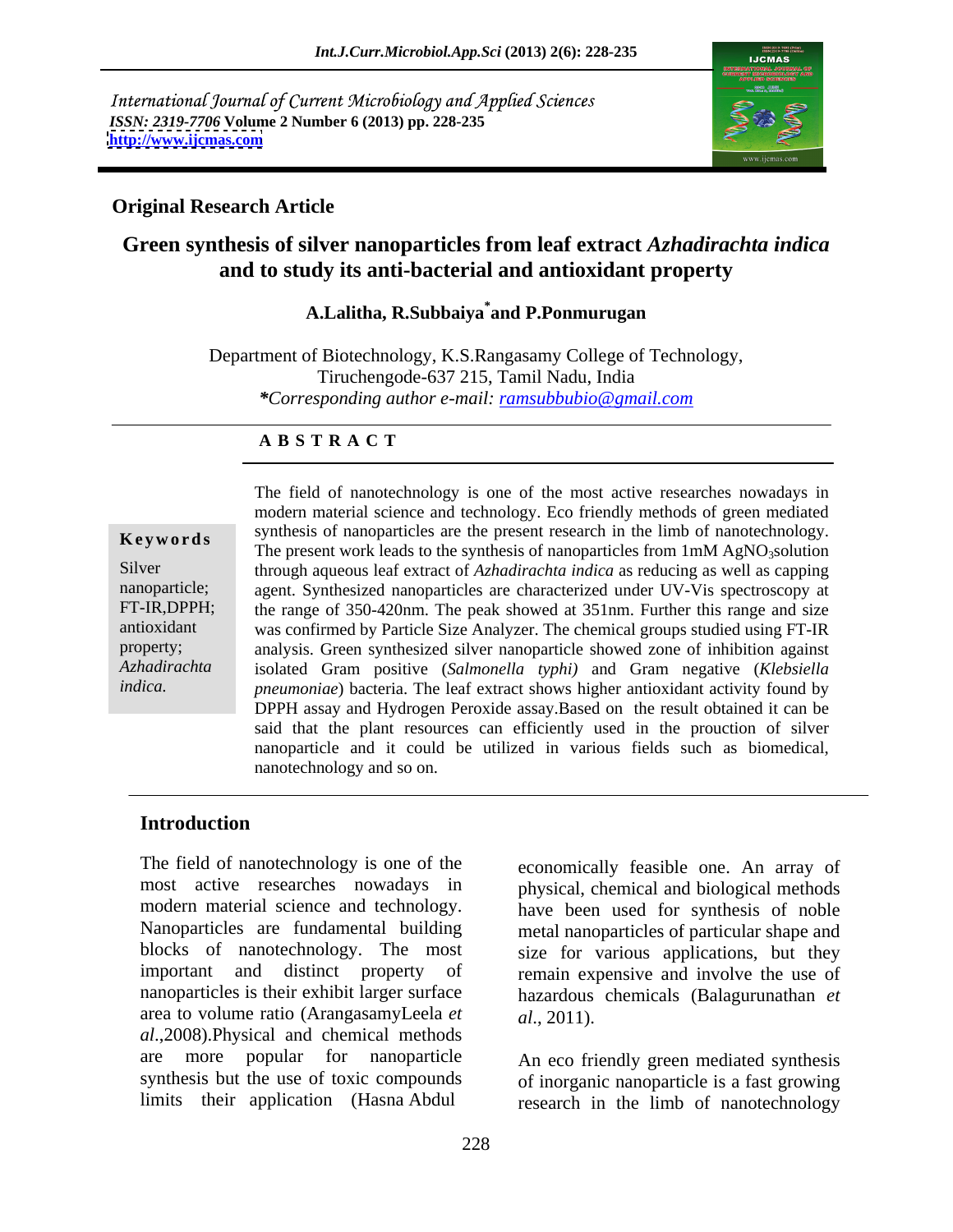International Journal of Current Microbiology and Applied Sciences
*ISSN: 2319-7706* **Volume 2 Number 6 (2013) pp. 228-235**
**http://www.ijcmas.com**

**Original Research Article**

# Green synthesis of silver nanoparticles from leaf extract *Azhadirachta indica* and to study its anti-bacterial and antioxidant property

**A.Lalitha, R.Subbaiya*and P.Ponmurugan**

Department of Biotechnology, K.S.Rangasamy College of Technology, Tiruchengode-637 215, Tamil Nadu, India
*Corresponding author e-mail: ramsubbubio@gmail.com*

**A B S T R A C T**

**Keywords**

Silver nanoparticle; FT-IR,DPPH; antioxidant property; *Azhadirachta indica.*

The field of nanotechnology is one of the most active researches nowadays in modern material science and technology. Eco friendly methods of green mediated synthesis of nanoparticles are the present research in the limb of nanotechnology. The present work leads to the synthesis of nanoparticles from 1mM $AgNO_3$solution through aqueous leaf extract of *Azhadirachta indica* as reducing as well as capping agent. Synthesized nanoparticles are characterized under UV-Vis spectroscopy at the range of 350-420nm. The peak showed at 351nm. Further this range and size was confirmed by Particle Size Analyzer. The chemical groups studied using FT-IR analysis. Green synthesized silver nanoparticle showed zone of inhibition against isolated Gram positive (*Salmonella typhi)* and Gram negative (*Klebsiella pneumoniae*) bacteria. The leaf extract shows higher antioxidant activity found by DPPH assay and Hydrogen Peroxide assay.Based on the result obtained it can be said that the plant resources can efficiently used in the prouction of silver nanoparticle and it could be utilized in various fields such as biomedical, nanotechnology and so on.

## Introduction

The field of nanotechnology is one of the most active researches nowadays in modern material science and technology. Nanoparticles are fundamental building blocks of nanotechnology. The most important and distinct property of nanoparticles is their exhibit larger surface area to volume ratio (ArangasamyLeela *et al*.,2008).Physical and chemical methods are more popular for nanoparticle synthesis but the use of toxic compounds limits their application (Hasna Abdul economically feasible one. An array of physical, chemical and biological methods have been used for synthesis of noble metal nanoparticles of particular shape and size for various applications, but they remain expensive and involve the use of hazardous chemicals (Balagurunathan *et al*., 2011).

An eco friendly green mediated synthesis of inorganic nanoparticle is a fast growing research in the limb of nanotechnology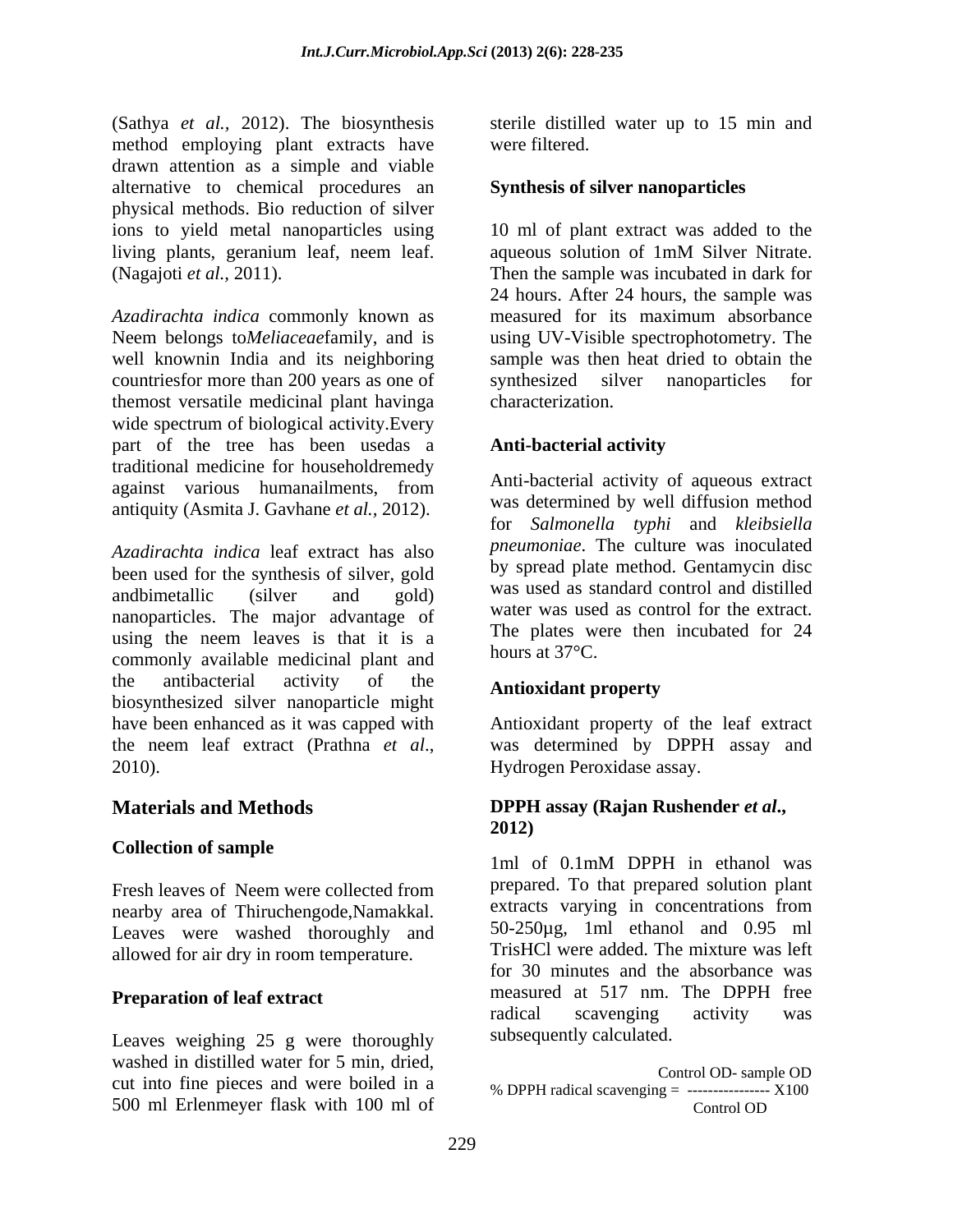(Sathya *et al.*, 2012). The biosynthesis method employing plant extracts have drawn attention as a simple and viable alternative to chemical procedures an physical methods. Bio reduction of silver ions to yield metal nanoparticles using living plants, geranium leaf, neem leaf. (Nagajoti *et al.,* 2011).

*Azadirachta indica* commonly known as Neem belongs to*Meliaceae*family, and is well knownin India and its neighboring countriesfor more than 200 years as one of themost versatile medicinal plant havinga wide spectrum of biological activity.Every part of the tree has been usedas a traditional medicine for householdremedy against various humanailments, from antiquity (Asmita J. Gavhane *et al.*, 2012).

*Azadirachta indica* leaf extract has also been used for the synthesis of silver, gold andbimetallic (silver and gold) nanoparticles. The major advantage of using the neem leaves is that it is a commonly available medicinal plant and the antibacterial activity of the biosynthesized silver nanoparticle might have been enhanced as it was capped with the neem leaf extract (Prathna *et al*., 2010).

## Materials and Methods

### Collection of sample

Fresh leaves of Neem were collected from nearby area of Thiruchengode,Namakkal. Leaves were washed thoroughly and allowed for air dry in room temperature.

### Preparation of leaf extract

Leaves weighing 25 g were thoroughly washed in distilled water for 5 min, dried, cut into fine pieces and were boiled in a 500 ml Erlenmeyer flask with 100 ml of sterile distilled water up to 15 min and were filtered.

### Synthesis of silver nanoparticles

10 ml of plant extract was added to the aqueous solution of 1mM Silver Nitrate. Then the sample was incubated in dark for 24 hours. After 24 hours, the sample was measured for its maximum absorbance using UV-Visible spectrophotometry. The sample was then heat dried to obtain the synthesized silver nanoparticles for characterization.

### Anti-bacterial activity

Anti-bacterial activity of aqueous extract was determined by well diffusion method for *Salmonella typhi* and *kleibsiella pneumoniae*. The culture was inoculated by spread plate method. Gentamycin disc was used as standard control and distilled water was used as control for the extract. The plates were then incubated for 24 hours at 37°C.

### Antioxidant property

Antioxidant property of the leaf extract was determined by DPPH assay and Hydrogen Peroxidase assay.

### DPPH assay (Rajan Rushender *et al*., 2012)

1ml of 0.1mM DPPH in ethanol was prepared. To that prepared solution plant extracts varying in concentrations from 50-250µg, 1ml ethanol and 0.95 ml TrisHCl were added. The mixture was left for 30 minutes and the absorbance was measured at 517 nm. The DPPH free radical scavenging activity was subsequently calculated.

$$\% \text{ DPPH radical scavenging} = \frac{\text{Control OD} - \text{sample OD}}{\text{Control OD}} \times 100$$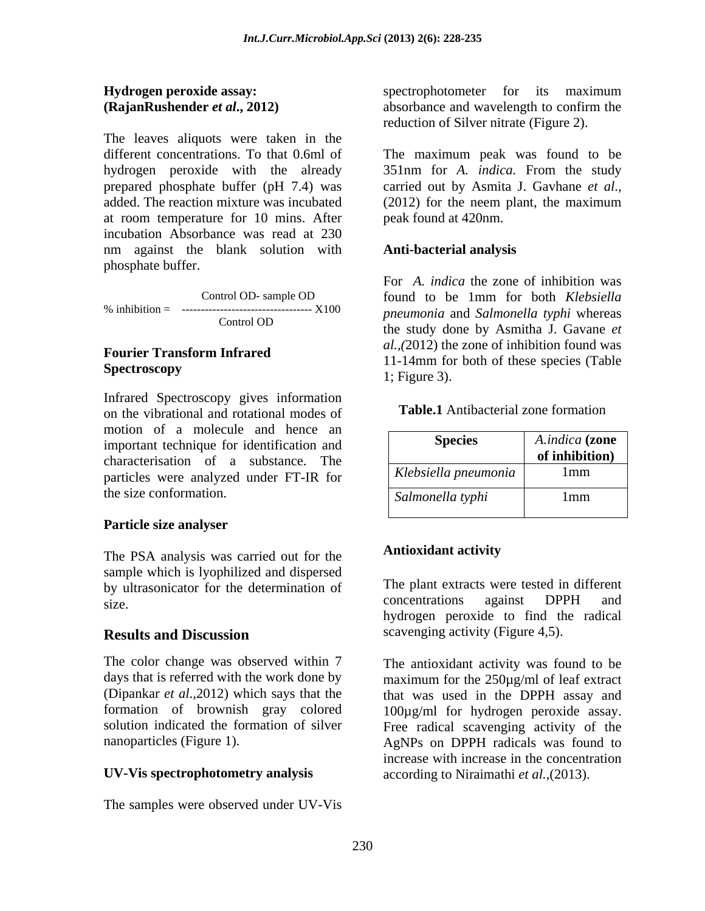**Hydrogen peroxide assay: (RajanRushender *et al*., 2012)**

The leaves aliquots were taken in the different concentrations. To that 0.6ml of hydrogen peroxide with the already prepared phosphate buffer (pH 7.4) was added. The reaction mixture was incubated at room temperature for 10 mins. After incubation Absorbance was read at 230 nm against the blank solution with phosphate buffer.

$$\% \text{ inhibition} = \frac{\text{Control OD} - \text{sample OD}}{\text{Control OD}} \times 100$$

**Fourier Transform Infrared Spectroscopy**

Infrared Spectroscopy gives information on the vibrational and rotational modes of motion of a molecule and hence an important technique for identification and characterisation of a substance. The particles were analyzed under FT-IR for the size conformation.

**Particle size analyser**

The PSA analysis was carried out for the sample which is lyophilized and dispersed by ultrasonicator for the determination of size.

## Results and Discussion

The color change was observed within 7 days that is referred with the work done by (Dipankar *et al*.,2012) which says that the formation of brownish gray colored solution indicated the formation of silver nanoparticles (Figure 1).

**UV-Vis spectrophotometry analysis**

The samples were observed under UV-Vis spectrophotometer for its maximum absorbance and wavelength to confirm the reduction of Silver nitrate (Figure 2).

The maximum peak was found to be 351nm for *A. indica.* From the study carried out by Asmita J. Gavhane *et al*., (2012) for the neem plant, the maximum peak found at 420nm.

**Anti-bacterial analysis**

For *A. indica* the zone of inhibition was found to be 1mm for both *Klebsiella pneumonia* and *Salmonella typhi* whereas the study done by Asmitha J. Gavane *et al.,(*2012) the zone of inhibition found was 11-14mm for both of these species (Table 1; Figure 3).

**Table.1** Antibacterial zone formation

| Species | *A.indica* **(zone of inhibition)** |
|---|---|
| *Klebsiella pneumonia* | 1mm |
| *Salmonella typhi* | 1mm |

**Antioxidant activity**

The plant extracts were tested in different concentrations against DPPH and hydrogen peroxide to find the radical scavenging activity (Figure 4,5).

The antioxidant activity was found to be maximum for the 250µg/ml of leaf extract that was used in the DPPH assay and 100µg/ml for hydrogen peroxide assay. Free radical scavenging activity of the AgNPs on DPPH radicals was found to increase with increase in the concentration according to Niraimathi *et al.*,(2013).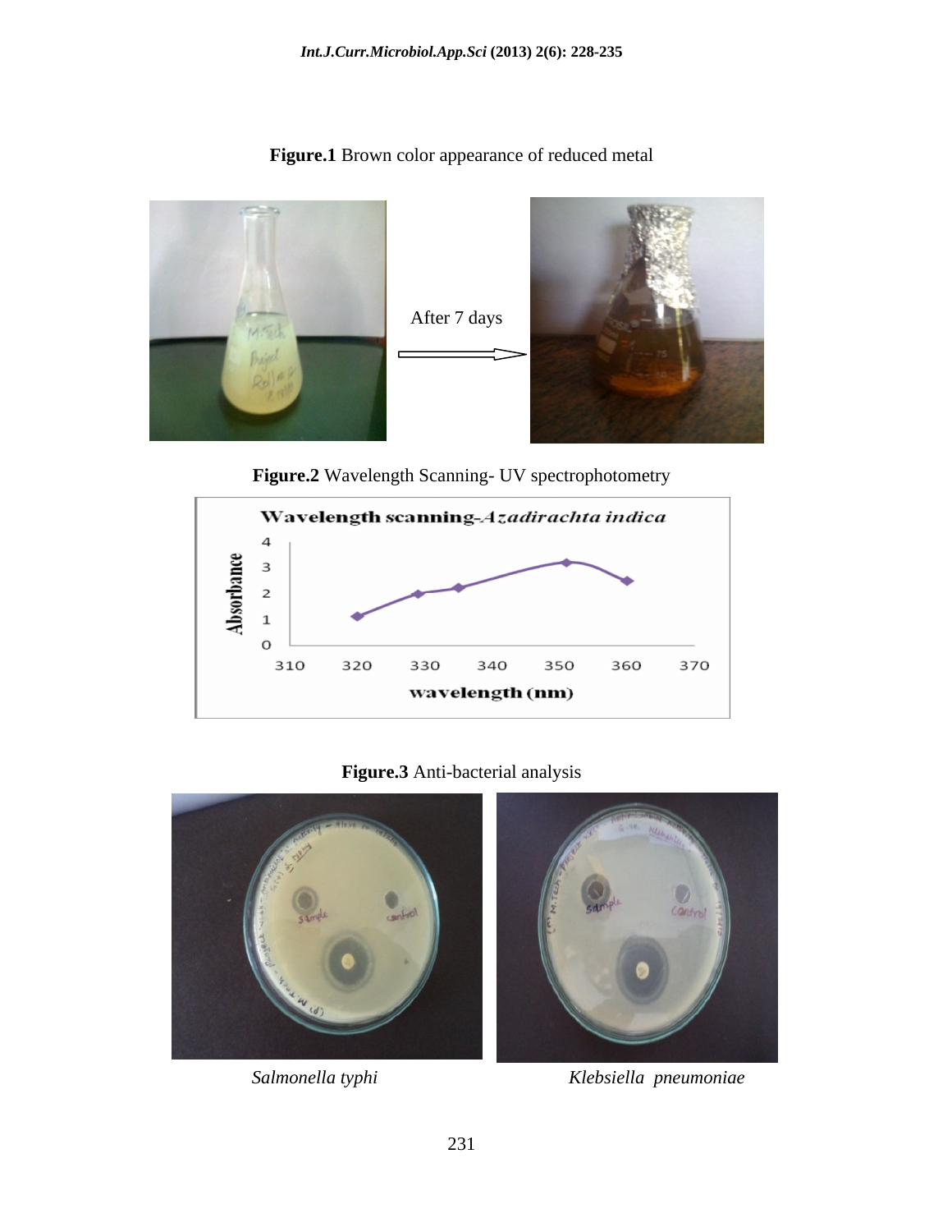**Figure.1** Brown color appearance of reduced metal

After 7 days

**Figure.2** Wavelength Scanning- UV spectrophotometry

**Figure.3** Anti-bacterial analysis

*Salmonella typhi*

*Klebsiella pneumoniae*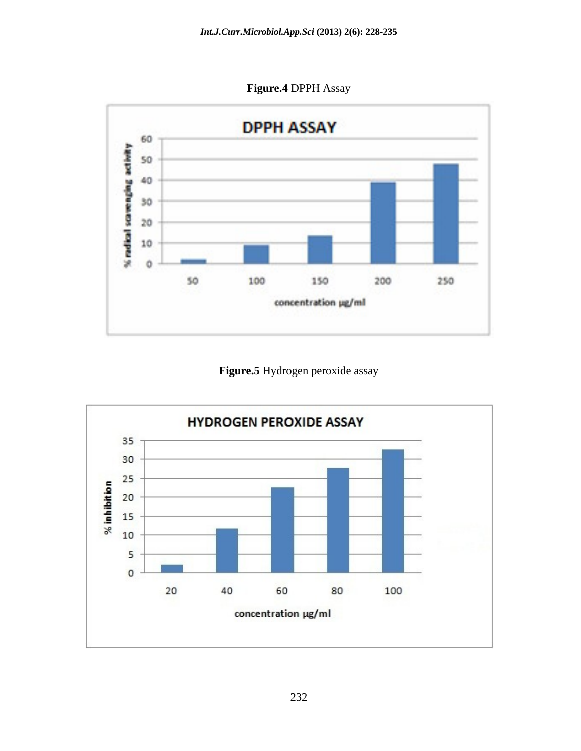**Figure.4** DPPH Assay

**Figure.5** Hydrogen peroxide assay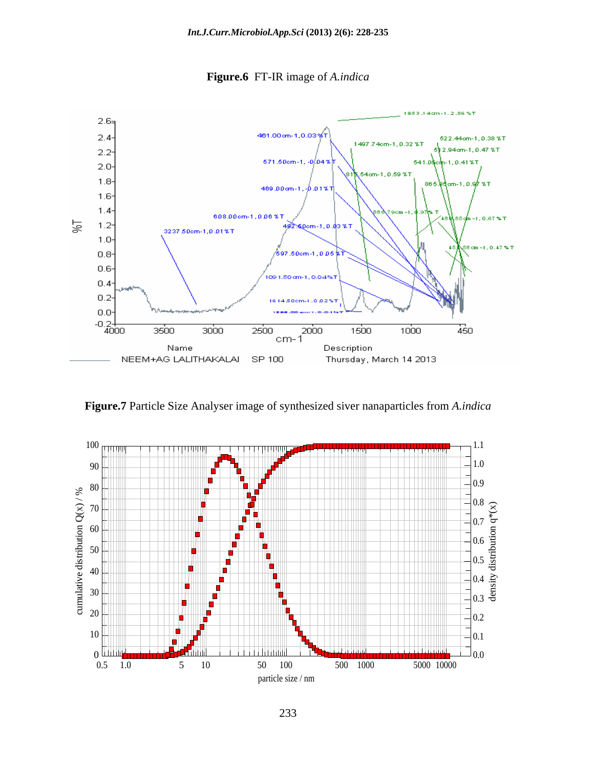**Figure.6** FT-IR image of *A.indica*

**Figure.7** Particle Size Analyser image of synthesized siver nanaparticles from *A.indica*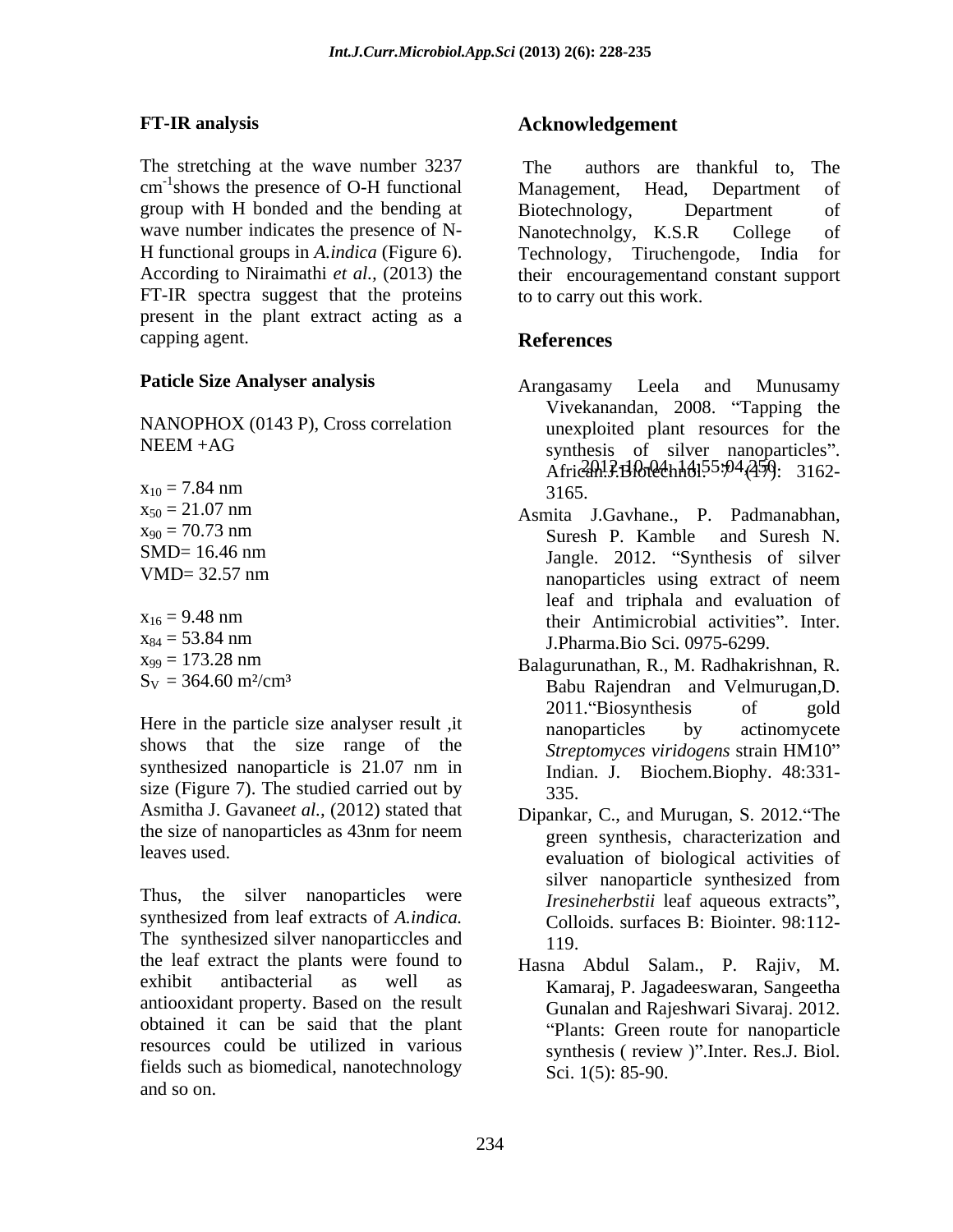### FT-IR analysis

The stretching at the wave number 3237 $cm^{-1}$ shows the presence of O-H functional group with H bonded and the bending at wave number indicates the presence of N-H functional groups in *A.indica* (Figure 6). According to Niraimathi *et al.,* (2013) the FT-IR spectra suggest that the proteins present in the plant extract acting as a capping agent.

### Paticle Size Analyser analysis

NANOPHOX (0143 P), Cross correlation
NEEM +AG

$x_{10}$ = 7.84 nm
$x_{50}$ = 21.07 nm
$x_{90}$ = 70.73 nm
SMD= 16.46 nm
VMD= 32.57 nm

$x_{16}$ = 9.48 nm
$x_{84}$ = 53.84 nm
$x_{99}$ = 173.28 nm
$S_V$ = 364.60 m²/cm³

Here in the particle size analyser result ,it shows that the size range of the synthesized nanoparticle is 21.07 nm in size (Figure 7). The studied carried out by Asmitha J. Gavane*et al.,* (2012) stated that the size of nanoparticles as 43nm for neem leaves used.

Thus, the silver nanoparticles were synthesized from leaf extracts of *A.indica.* The synthesized silver nanoparticcles and the leaf extract the plants were found to exhibit antibacterial as well as antiooxidant property. Based on the result obtained it can be said that the plant resources could be utilized in various fields such as biomedical, nanotechnology and so on.

## Acknowledgement

The authors are thankful to, The Management, Head, Department of Biotechnology, Department of Nanotechnolgy, K.S.R College of Technology, Tiruchengode, India for their encouragementand constant support to to carry out this work.

## References

Arangasamy Leela and Munusamy Vivekanandan, 2008. "Tapping the unexploited plant resources for the synthesis of silver nanoparticles". African.J.Biotechnol. 7 (17): 3162-3165.

Asmita J.Gavhane., P. Padmanabhan, Suresh P. Kamble and Suresh N. Jangle. 2012. "Synthesis of silver nanoparticles using extract of neem leaf and triphala and evaluation of their Antimicrobial activities". Inter. J.Pharma.Bio Sci. 0975-6299.

Balagurunathan, R., M. Radhakrishnan, R. Babu Rajendran and Velmurugan,D. 2011."Biosynthesis of gold nanoparticles by actinomycete *Streptomyces viridogens* strain HM10" Indian. J. Biochem.Biophy. 48:331-335.

Dipankar, C., and Murugan, S. 2012."The green synthesis, characterization and evaluation of biological activities of silver nanoparticle synthesized from *Iresineherbstii* leaf aqueous extracts", Colloids. surfaces B: Biointer. 98:112-119.

Hasna Abdul Salam., P. Rajiv, M. Kamaraj, P. Jagadeeswaran, Sangeetha Gunalan and Rajeshwari Sivaraj. 2012. "Plants: Green route for nanoparticle synthesis ( review )".Inter. Res.J. Biol. Sci. 1(5): 85-90.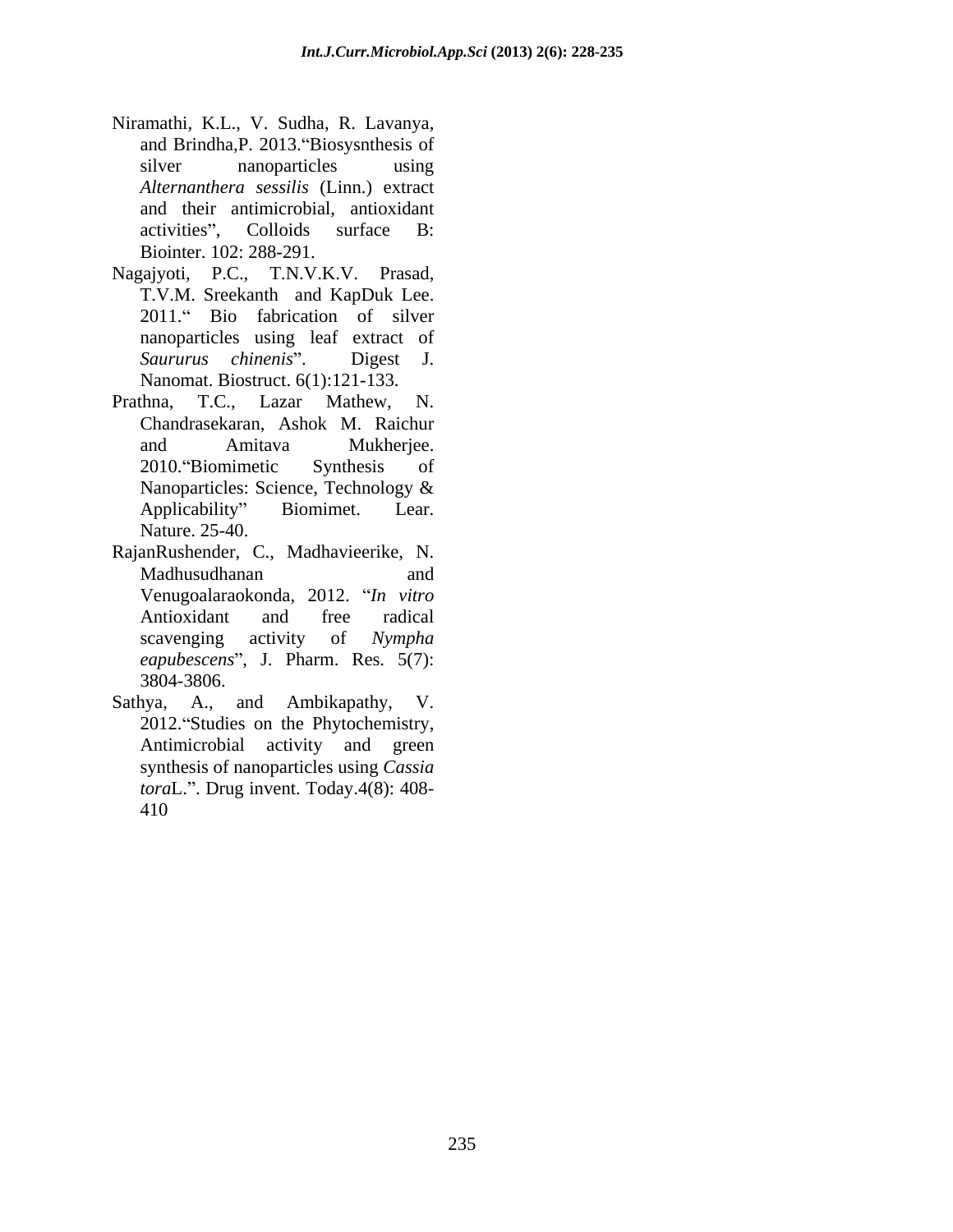Niramathi, K.L., V. Sudha, R. Lavanya, and Brindha,P. 2013.“Biosysnthesis of silver nanoparticles using *Alternanthera sessilis* (Linn.) extract and their antimicrobial, antioxidant activities”, Colloids surface B: Biointer. 102: 288-291.

Nagajyoti, P.C., T.N.V.K.V. Prasad, T.V.M. Sreekanth and KapDuk Lee. 2011.“ Bio fabrication of silver nanoparticles using leaf extract of *Saururus chinenis*”. Digest J. Nanomat. Biostruct. 6(1):121-133.

Prathna, T.C., Lazar Mathew, N. Chandrasekaran, Ashok M. Raichur and Amitava Mukherjee. 2010.“Biomimetic Synthesis of Nanoparticles: Science, Technology & Applicability” Biomimet. Lear. Nature. 25-40.

RajanRushender, C., Madhavieerike, N. Madhusudhanan and Venugoalaraokonda, 2012. “*In vitro* Antioxidant and free radical scavenging activity of *Nympha eapubescens*”, J. Pharm. Res. 5(7): 3804-3806.

Sathya, A., and Ambikapathy, V. 2012.“Studies on the Phytochemistry, Antimicrobial activity and green synthesis of nanoparticles using *Cassia tora*L.”. Drug invent. Today.4(8): 408-410